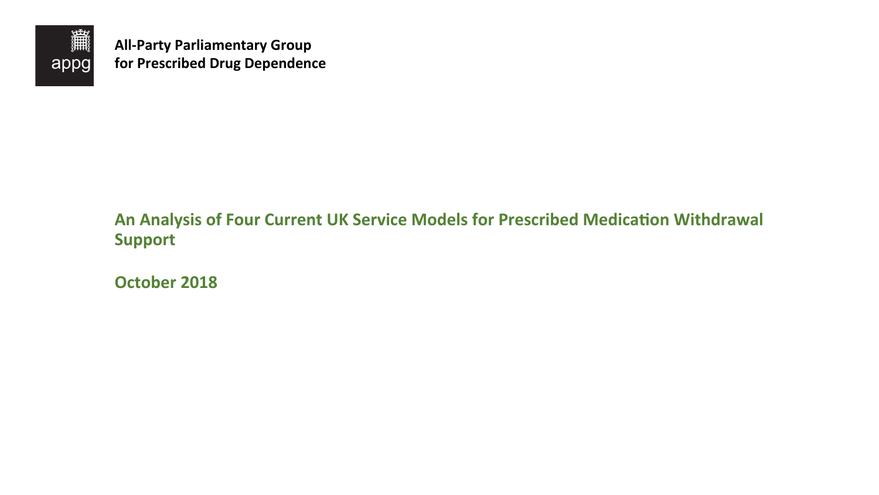appg

**All-Party Parliamentary Group for Prescribed Drug Dependence**

# An Analysis of Four Current UK Service Models for Prescribed Medication Withdrawal Support

**October 2018**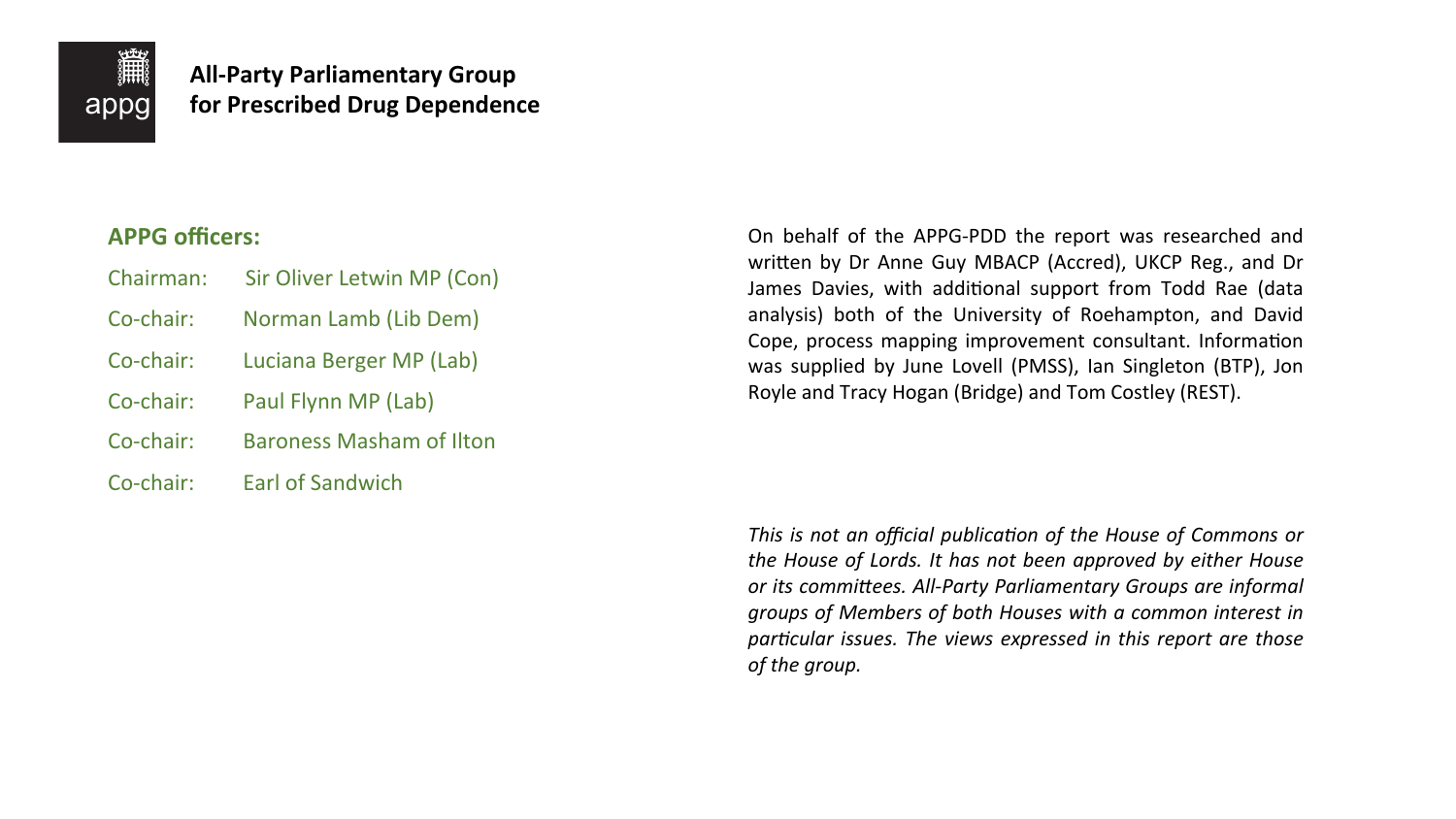**All-Party Parliamentary Group**
**for Prescribed Drug Dependence**

## APPG officers:

| | |
|---|---|
| Chairman: | Sir Oliver Letwin MP (Con) |
| Co-chair: | Norman Lamb (Lib Dem) |
| Co-chair: | Luciana Berger MP (Lab) |
| Co-chair: | Paul Flynn MP (Lab) |
| Co-chair: | Baroness Masham of Ilton |
| Co-chair: | Earl of Sandwich |

On behalf of the APPG-PDD the report was researched and written by Dr Anne Guy MBACP (Accred), UKCP Reg., and Dr James Davies, with additional support from Todd Rae (data analysis) both of the University of Roehampton, and David Cope, process mapping improvement consultant. Information was supplied by June Lovell (PMSS), Ian Singleton (BTP), Jon Royle and Tracy Hogan (Bridge) and Tom Costley (REST).

*This is not an official publication of the House of Commons or the House of Lords. It has not been approved by either House or its committees. All-Party Parliamentary Groups are informal groups of Members of both Houses with a common interest in particular issues. The views expressed in this report are those of the group.*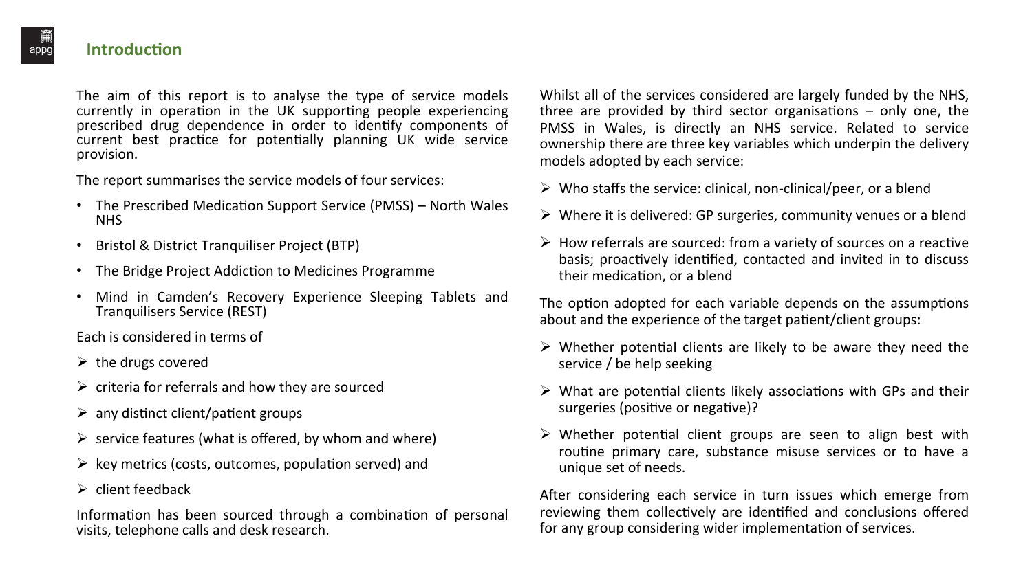## Introduction

The aim of this report is to analyse the type of service models currently in operation in the UK supporting people experiencing prescribed drug dependence in order to identify components of current best practice for potentially planning UK wide service provision.

The report summarises the service models of four services:

- The Prescribed Medication Support Service (PMSS) – North Wales NHS
- Bristol & District Tranquiliser Project (BTP)
- The Bridge Project Addiction to Medicines Programme
- Mind in Camden's Recovery Experience Sleeping Tablets and Tranquilisers Service (REST)

Each is considered in terms of

- the drugs covered
- criteria for referrals and how they are sourced
- any distinct client/patient groups
- service features (what is offered, by whom and where)
- key metrics (costs, outcomes, population served) and
- client feedback

Information has been sourced through a combination of personal visits, telephone calls and desk research.

Whilst all of the services considered are largely funded by the NHS, three are provided by third sector organisations – only one, the PMSS in Wales, is directly an NHS service. Related to service ownership there are three key variables which underpin the delivery models adopted by each service:

- Who staffs the service: clinical, non-clinical/peer, or a blend
- Where it is delivered: GP surgeries, community venues or a blend
- How referrals are sourced: from a variety of sources on a reactive basis; proactively identified, contacted and invited in to discuss their medication, or a blend

The option adopted for each variable depends on the assumptions about and the experience of the target patient/client groups:

- Whether potential clients are likely to be aware they need the service / be help seeking
- What are potential clients likely associations with GPs and their surgeries (positive or negative)?
- Whether potential client groups are seen to align best with routine primary care, substance misuse services or to have a unique set of needs.

After considering each service in turn issues which emerge from reviewing them collectively are identified and conclusions offered for any group considering wider implementation of services.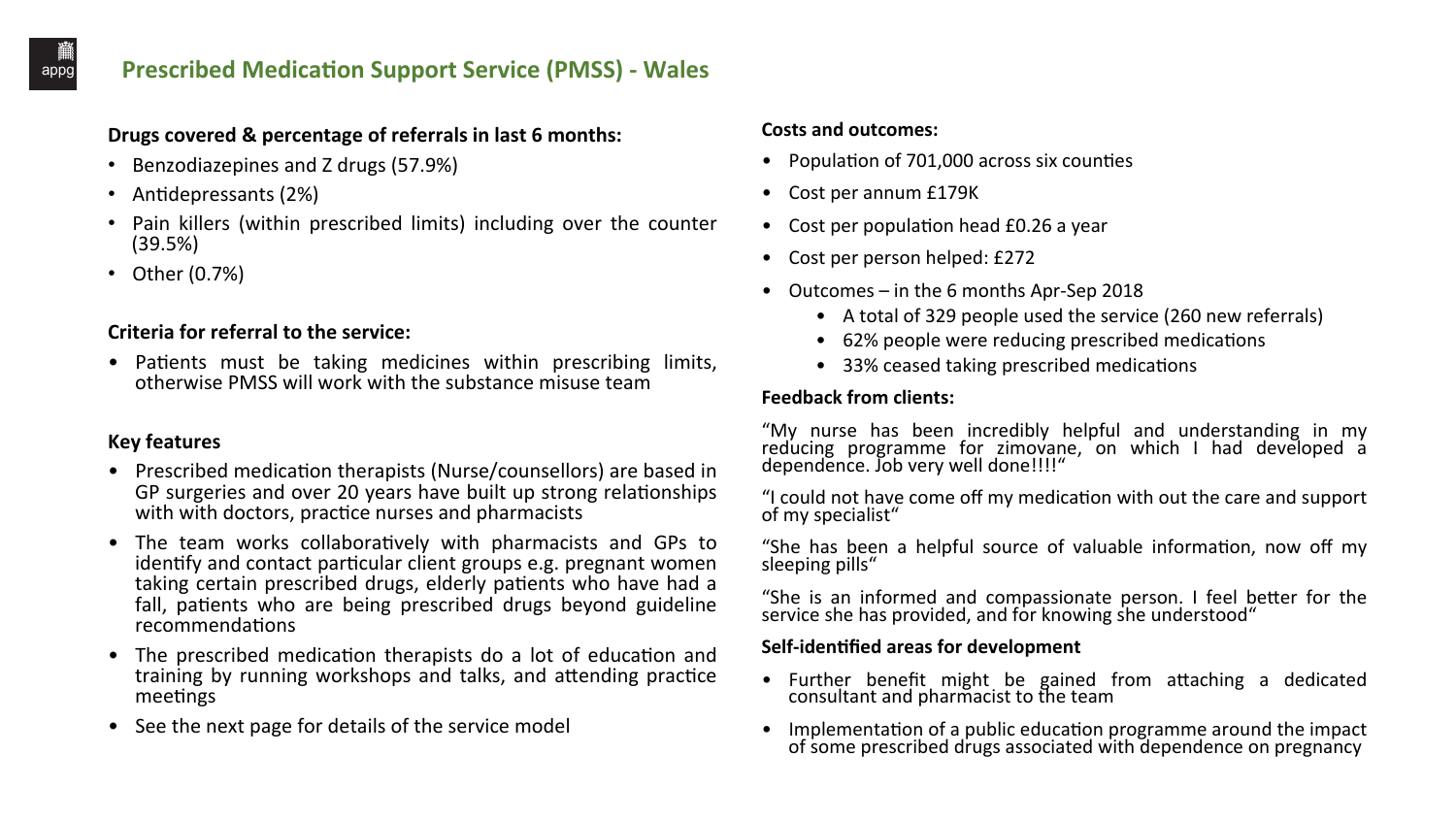# Prescribed Medication Support Service (PMSS) - Wales

**Drugs covered & percentage of referrals in last 6 months:**

- Benzodiazepines and Z drugs (57.9%)
- Antidepressants (2%)
- Pain killers (within prescribed limits) including over the counter (39.5%)
- Other (0.7%)

**Criteria for referral to the service:**

- Patients must be taking medicines within prescribing limits, otherwise PMSS will work with the substance misuse team

**Key features**

- Prescribed medication therapists (Nurse/counsellors) are based in GP surgeries and over 20 years have built up strong relationships with with doctors, practice nurses and pharmacists
- The team works collaboratively with pharmacists and GPs to identify and contact particular client groups e.g. pregnant women taking certain prescribed drugs, elderly patients who have had a fall, patients who are being prescribed drugs beyond guideline recommendations
- The prescribed medication therapists do a lot of education and training by running workshops and talks, and attending practice meetings
- See the next page for details of the service model

**Costs and outcomes:**

- Population of 701,000 across six counties
- Cost per annum £179K
- Cost per population head £0.26 a year
- Cost per person helped: £272
- Outcomes – in the 6 months Apr-Sep 2018
  - A total of 329 people used the service (260 new referrals)
  - 62% people were reducing prescribed medications
  - 33% ceased taking prescribed medications

**Feedback from clients:**

"My nurse has been incredibly helpful and understanding in my reducing programme for zimovane, on which I had developed a dependence. Job very well done!!!!"

"I could not have come off my medication with out the care and support of my specialist"

"She has been a helpful source of valuable information, now off my sleeping pills"

"She is an informed and compassionate person. I feel better for the service she has provided, and for knowing she understood"

**Self-identified areas for development**

- Further benefit might be gained from attaching a dedicated consultant and pharmacist to the team
- Implementation of a public education programme around the impact of some prescribed drugs associated with dependence on pregnancy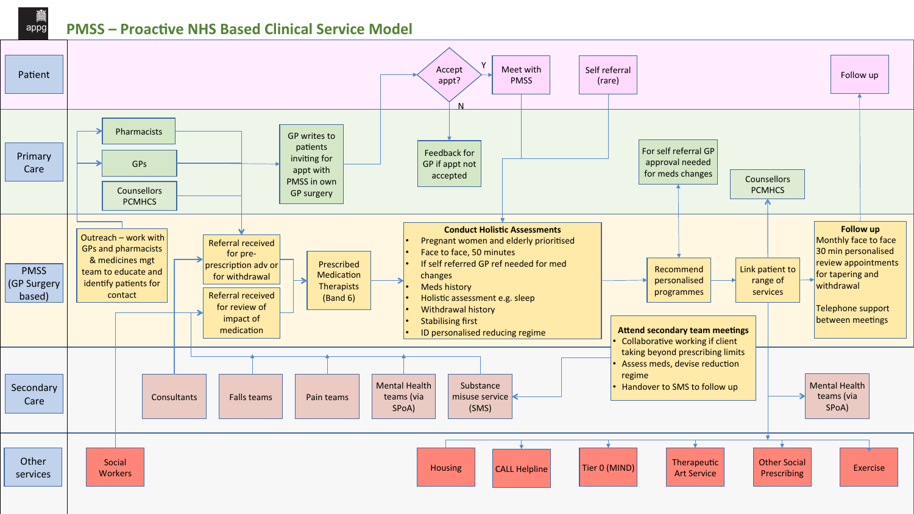# PMSS – Proactive NHS Based Clinical Service Model

## Patient

- Accept appt? (Y → Meet with PMSS; N → Feedback for GP if appt not accepted)
- Meet with PMSS
- Self referral (rare)
- Follow up

## Primary Care

- Pharmacists
- GPs
- Counsellors PCMHCS
- GP writes to patients inviting for appt with PMSS in own GP surgery
- Feedback for GP if appt not accepted
- For self referral GP approval needed for meds changes
- Counsellors PCMHCS

## PMSS (GP Surgery based)

- Outreach – work with GPs and pharmacists & medicines mgt team to educate and identify patients for contact
- Referral received for pre-prescription adv or for withdrawal
- Referral received for review of impact of medication
- Prescribed Medication Therapists (Band 6)

**Conduct Holistic Assessments**
- Pregnant women and elderly prioritised
- Face to face, 50 minutes
- If self referred GP ref needed for med changes
- Meds history
- Holistic assessment e.g. sleep
- Withdrawal history
- Stabilising first
- ID personalised reducing regime

- Recommend personalised programmes
- Link patient to range of services

**Follow up**
Monthly face to face 30 min personalised review appointments for tapering and withdrawal

Telephone support between meetings

**Attend secondary team meetings**
- Collaborative working if client taking beyond prescribing limits
- Assess meds, devise reduction regime
- Handover to SMS to follow up

## Secondary Care

- Consultants
- Falls teams
- Pain teams
- Mental Health teams (via SPoA)
- Substance misuse service (SMS)
- Mental Health teams (via SPoA)

## Other services

- Social Workers
- Housing
- CALL Helpline
- Tier 0 (MIND)
- Therapeutic Art Service
- Other Social Prescribing
- Exercise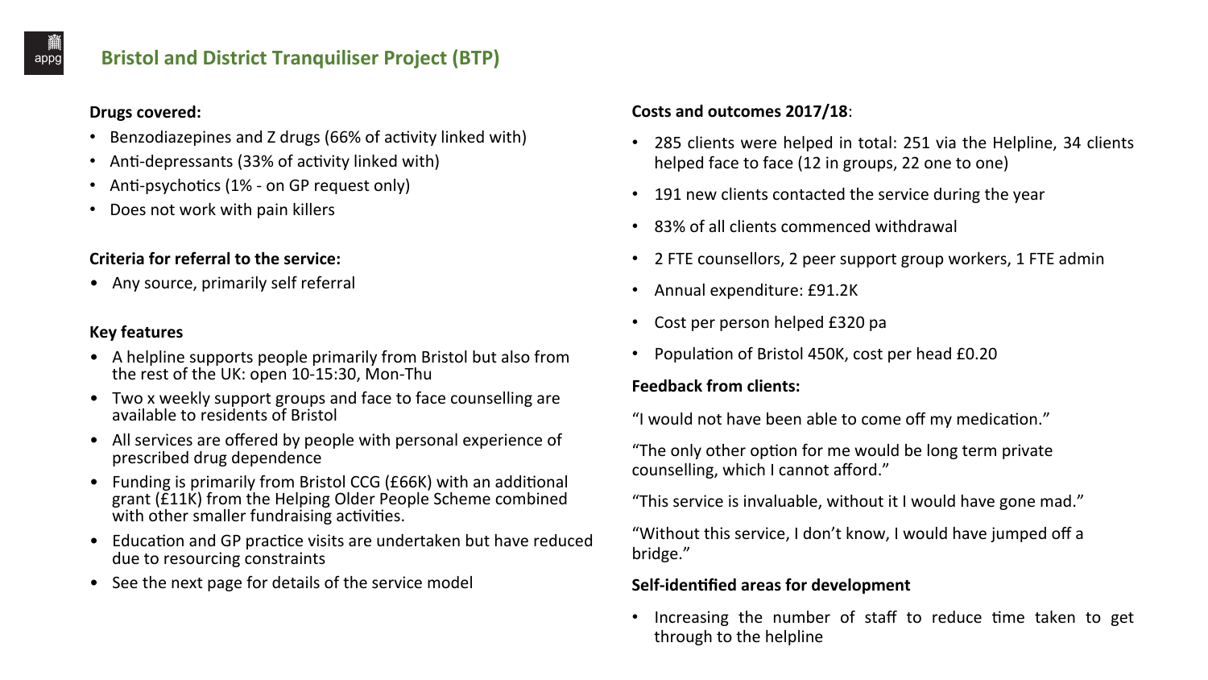# Bristol and District Tranquiliser Project (BTP)

**Drugs covered:**

- Benzodiazepines and Z drugs (66% of activity linked with)
- Anti-depressants (33% of activity linked with)
- Anti-psychotics (1% - on GP request only)
- Does not work with pain killers

**Criteria for referral to the service:**

- Any source, primarily self referral

**Key features**

- A helpline supports people primarily from Bristol but also from the rest of the UK: open 10-15:30, Mon-Thu
- Two x weekly support groups and face to face counselling are available to residents of Bristol
- All services are offered by people with personal experience of prescribed drug dependence
- Funding is primarily from Bristol CCG (£66K) with an additional grant (£11K) from the Helping Older People Scheme combined with other smaller fundraising activities.
- Education and GP practice visits are undertaken but have reduced due to resourcing constraints
- See the next page for details of the service model

**Costs and outcomes 2017/18**:

- 285 clients were helped in total: 251 via the Helpline, 34 clients helped face to face (12 in groups, 22 one to one)
- 191 new clients contacted the service during the year
- 83% of all clients commenced withdrawal
- 2 FTE counsellors, 2 peer support group workers, 1 FTE admin
- Annual expenditure: £91.2K
- Cost per person helped £320 pa
- Population of Bristol 450K, cost per head £0.20

**Feedback from clients:**

"I would not have been able to come off my medication."

"The only other option for me would be long term private counselling, which I cannot afford."

"This service is invaluable, without it I would have gone mad."

"Without this service, I don't know, I would have jumped off a bridge."

**Self-identified areas for development**

- Increasing the number of staff to reduce time taken to get through to the helpline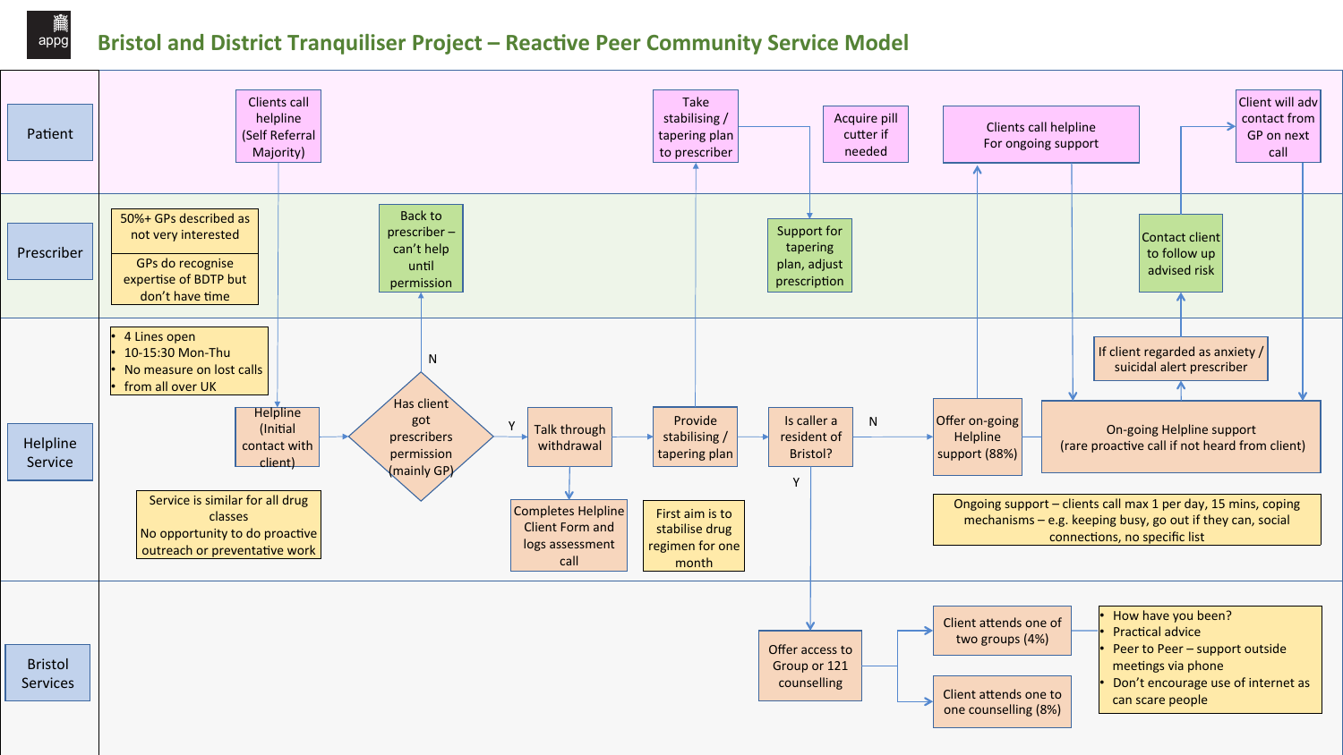# Bristol and District Tranquiliser Project – Reactive Peer Community Service Model

## Patient

- Clients call helpline (Self Referral Majority)
- Take stabilising / tapering plan to prescriber
- Acquire pill cutter if needed
- Clients call helpline For ongoing support
- Client will adv contact from GP on next call

## Prescriber

- 50%+ GPs described as not very interested
- GPs do recognise expertise of BDTP but don't have time
- Back to prescriber – can't help until permission
- Support for tapering plan, adjust prescription
- Contact client to follow up advised risk

## Helpline Service

- 4 Lines open
- 10-15:30 Mon-Thu
- No measure on lost calls
- from all over UK

Helpline (Initial contact with client) → Has client got prescribers permission (mainly GP)?

- N → Back to prescriber – can't help until permission
- Y → Talk through withdrawal → Completes Helpline Client Form and logs assessment call

Talk through withdrawal → Provide stabilising / tapering plan → Is caller a resident of Bristol?

- N → Offer on-going Helpline support (88%) → On-going Helpline support (rare proactive call if not heard from client)
- Y → Offer access to Group or 121 counselling

If client regarded as anxiety / suicidal alert prescriber

Service is similar for all drug classes
No opportunity to do proactive outreach or preventative work

First aim is to stabilise drug regimen for one month

Ongoing support – clients call max 1 per day, 15 mins, coping mechanisms – e.g. keeping busy, go out if they can, social connections, no specific list

## Bristol Services

Offer access to Group or 121 counselling →

- Client attends one of two groups (4%)
- Client attends one to one counselling (8%)

Groups:

- How have you been?
- Practical advice
- Peer to Peer – support outside meetings via phone
- Don't encourage use of internet as can scare people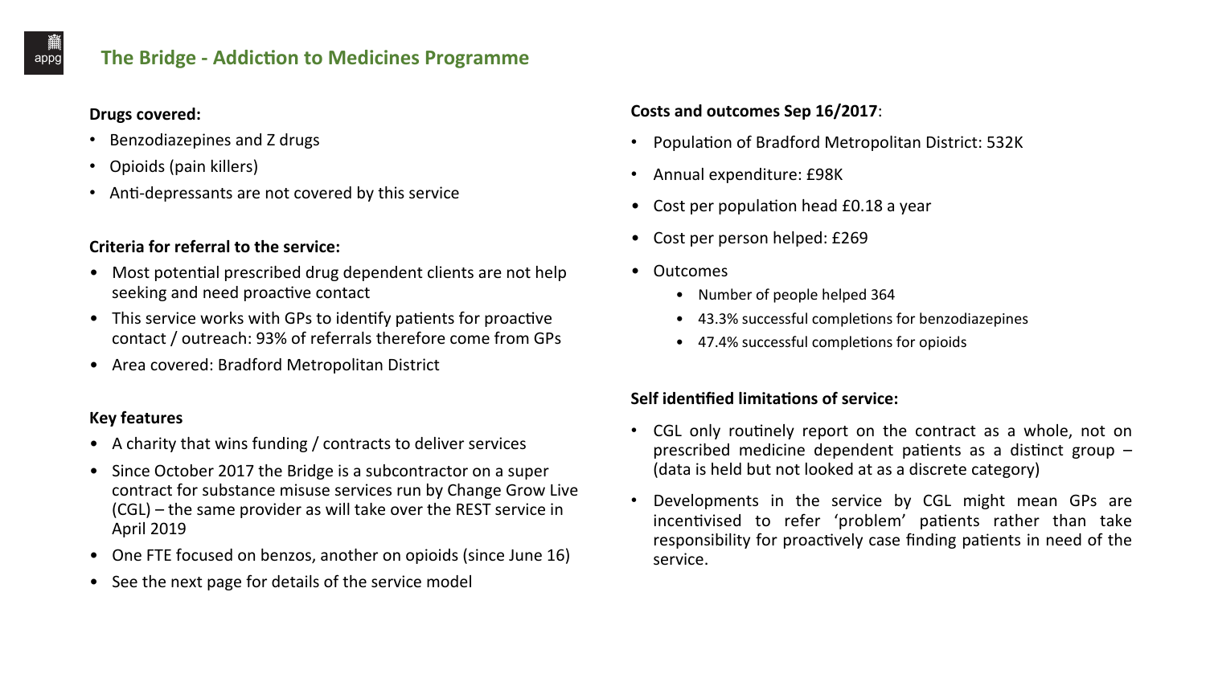## The Bridge - Addiction to Medicines Programme

**Drugs covered:**

- Benzodiazepines and Z drugs
- Opioids (pain killers)
- Anti-depressants are not covered by this service

**Criteria for referral to the service:**

- Most potential prescribed drug dependent clients are not help seeking and need proactive contact
- This service works with GPs to identify patients for proactive contact / outreach: 93% of referrals therefore come from GPs
- Area covered: Bradford Metropolitan District

**Key features**

- A charity that wins funding / contracts to deliver services
- Since October 2017 the Bridge is a subcontractor on a super contract for substance misuse services run by Change Grow Live (CGL) – the same provider as will take over the REST service in April 2019
- One FTE focused on benzos, another on opioids (since June 16)
- See the next page for details of the service model

**Costs and outcomes Sep 16/2017**:

- Population of Bradford Metropolitan District: 532K
- Annual expenditure: £98K
- Cost per population head £0.18 a year
- Cost per person helped: £269
- Outcomes
  - Number of people helped 364
  - 43.3% successful completions for benzodiazepines
  - 47.4% successful completions for opioids

**Self identified limitations of service:**

- CGL only routinely report on the contract as a whole, not on prescribed medicine dependent patients as a distinct group – (data is held but not looked at as a discrete category)
- Developments in the service by CGL might mean GPs are incentivised to refer 'problem' patients rather than take responsibility for proactively case finding patients in need of the service.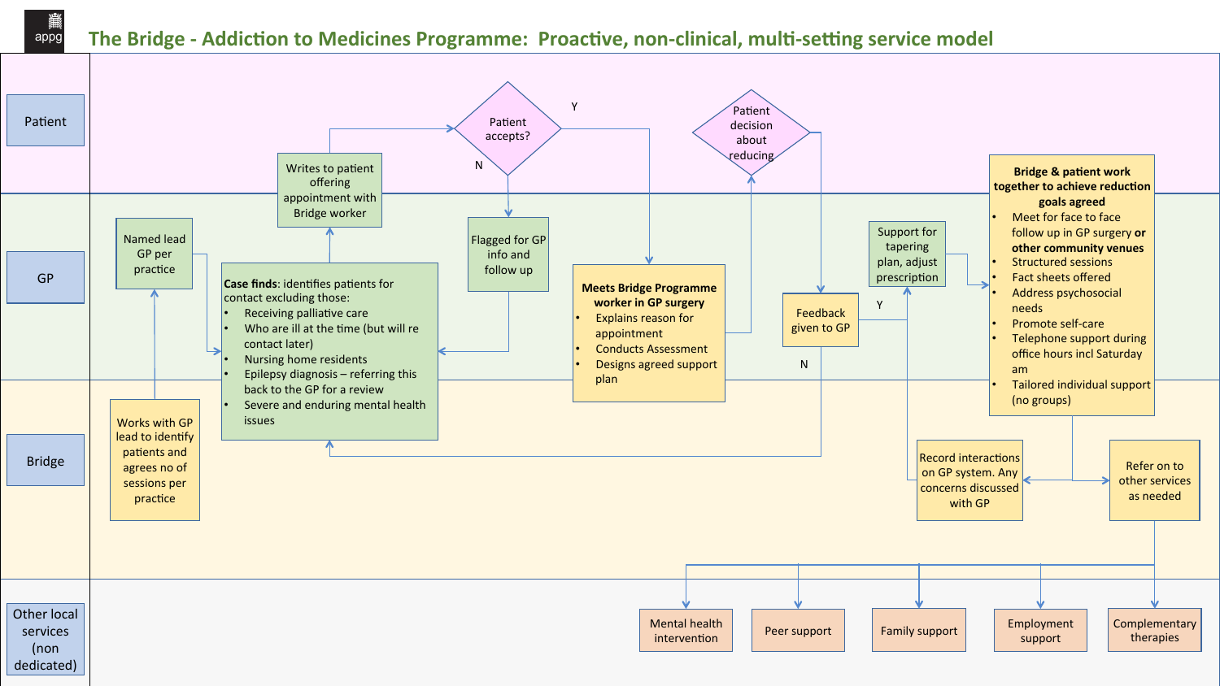# The Bridge - Addiction to Medicines Programme: Proactive, non-clinical, multi-setting service model

**Patient**

- Patient accepts? (Y / N)
- Patient decision about reducing

**GP**

- Named lead GP per practice
- Writes to patient offering appointment with Bridge worker
- Flagged for GP info and follow up
- **Case finds**: identifies patients for contact excluding those:
  - Receiving palliative care
  - Who are ill at the time (but will re contact later)
  - Nursing home residents
  - Epilepsy diagnosis – referring this back to the GP for a review
  - Severe and enduring mental health issues
- **Meets Bridge Programme worker in GP surgery**
  - Explains reason for appointment
  - Conducts Assessment
  - Designs agreed support plan
- Feedback given to GP (Y / N)
- Support for tapering plan, adjust prescription
- **Bridge & patient work together to achieve reduction goals agreed**
  - Meet for face to face follow up in GP surgery **or other community venues**
  - Structured sessions
  - Fact sheets offered
  - Address psychosocial needs
  - Promote self-care
  - Telephone support during office hours incl Saturday am
  - Tailored individual support (no groups)

**Bridge**

- Works with GP lead to identify patients and agrees no of sessions per practice
- Record interactions on GP system. Any concerns discussed with GP
- Refer on to other services as needed

**Other local services (non dedicated)**

- Mental health intervention
- Peer support
- Family support
- Employment support
- Complementary therapies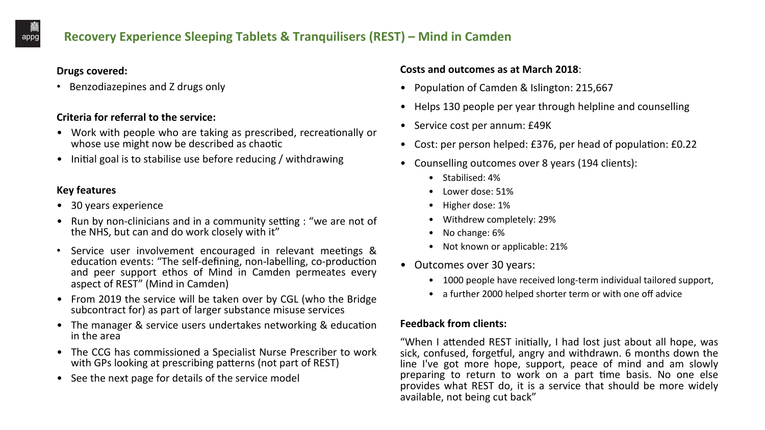# Recovery Experience Sleeping Tablets & Tranquilisers (REST) – Mind in Camden

**Drugs covered:**

- Benzodiazepines and Z drugs only

**Criteria for referral to the service:**

- Work with people who are taking as prescribed, recreationally or whose use might now be described as chaotic
- Initial goal is to stabilise use before reducing / withdrawing

**Key features**

- 30 years experience
- Run by non-clinicians and in a community setting : "we are not of the NHS, but can and do work closely with it"
- Service user involvement encouraged in relevant meetings & education events: "The self-defining, non-labelling, co-production and peer support ethos of Mind in Camden permeates every aspect of REST" (Mind in Camden)
- From 2019 the service will be taken over by CGL (who the Bridge subcontract for) as part of larger substance misuse services
- The manager & service users undertakes networking & education in the area
- The CCG has commissioned a Specialist Nurse Prescriber to work with GPs looking at prescribing patterns (not part of REST)
- See the next page for details of the service model

**Costs and outcomes as at March 2018**:

- Population of Camden & Islington: 215,667
- Helps 130 people per year through helpline and counselling
- Service cost per annum: £49K
- Cost: per person helped: £376, per head of population: £0.22
- Counselling outcomes over 8 years (194 clients):
  - Stabilised: 4%
  - Lower dose: 51%
  - Higher dose: 1%
  - Withdrew completely: 29%
  - No change: 6%
  - Not known or applicable: 21%
- Outcomes over 30 years:
  - 1000 people have received long-term individual tailored support,
  - a further 2000 helped shorter term or with one off advice

**Feedback from clients:**

"When I attended REST initially, I had lost just about all hope, was sick, confused, forgetful, angry and withdrawn. 6 months down the line I've got more hope, support, peace of mind and am slowly preparing to return to work on a part time basis. No one else provides what REST do, it is a service that should be more widely available, not being cut back"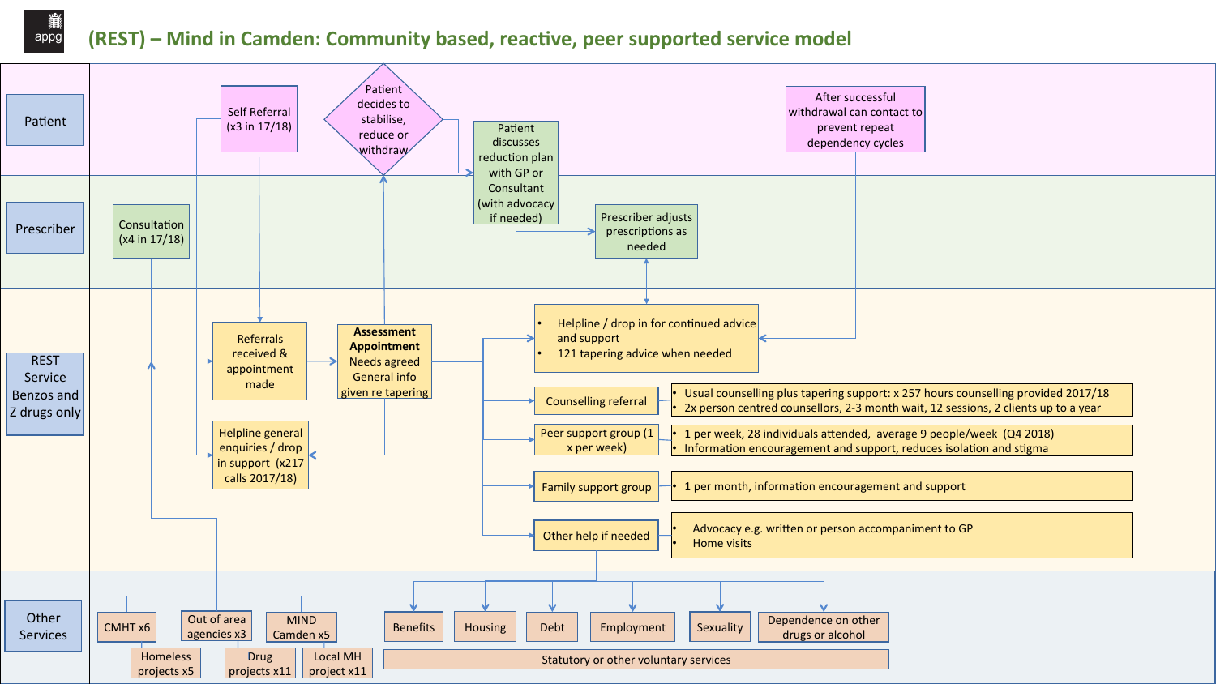# (REST) – Mind in Camden: Community based, reactive, peer supported service model

## Patient

- Self Referral (x3 in 17/18)
- Patient decides to stabilise, reduce or withdraw
- Patient discusses reduction plan with GP or Consultant (with advocacy if needed)
- After successful withdrawal can contact to prevent repeat dependency cycles

## Prescriber

- Consultation (x4 in 17/18)
- Prescriber adjusts prescriptions as needed

## REST Service Benzos and Z drugs only

- Referrals received & appointment made
- **Assessment Appointment** Needs agreed General info given re tapering
- Helpline general enquiries / drop in support (x217 calls 2017/18)
- Helpline / drop in for continued advice and support; 121 tapering advice when needed
- Counselling referral
  - Usual counselling plus tapering support: x 257 hours counselling provided 2017/18
  - 2x person centred counsellors, 2-3 month wait, 12 sessions, 2 clients up to a year
- Peer support group (1 x per week)
  - 1 per week, 28 individuals attended, average 9 people/week (Q4 2018)
  - Information encouragement and support, reduces isolation and stigma
- Family support group
  - 1 per month, information encouragement and support
- Other help if needed
  - Advocacy e.g. written or person accompaniment to GP
  - Home visits

## Other Services

- CMHT x6
- Out of area agencies x3
- MIND Camden x5
- Homeless projects x5
- Drug projects x11
- Local MH project x11
- Benefits
- Housing
- Debt
- Employment
- Sexuality
- Dependence on other drugs or alcohol
- Statutory or other voluntary services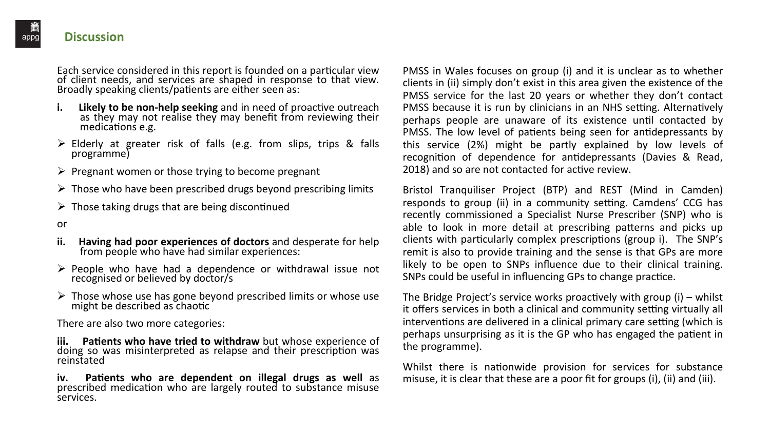## Discussion

Each service considered in this report is founded on a particular view of client needs, and services are shaped in response to that view. Broadly speaking clients/patients are either seen as:

**i. Likely to be non-help seeking** and in need of proactive outreach as they may not realise they may benefit from reviewing their medications e.g.

- Elderly at greater risk of falls (e.g. from slips, trips & falls programme)
- Pregnant women or those trying to become pregnant
- Those who have been prescribed drugs beyond prescribing limits
- Those taking drugs that are being discontinued

or

**ii. Having had poor experiences of doctors** and desperate for help from people who have had similar experiences:

- People who have had a dependence or withdrawal issue not recognised or believed by doctor/s
- Those whose use has gone beyond prescribed limits or whose use might be described as chaotic

There are also two more categories:

**iii. Patients who have tried to withdraw** but whose experience of doing so was misinterpreted as relapse and their prescription was reinstated

**iv. Patients who are dependent on illegal drugs as well** as prescribed medication who are largely routed to substance misuse services.

PMSS in Wales focuses on group (i) and it is unclear as to whether clients in (ii) simply don't exist in this area given the existence of the PMSS service for the last 20 years or whether they don't contact PMSS because it is run by clinicians in an NHS setting. Alternatively perhaps people are unaware of its existence until contacted by PMSS. The low level of patients being seen for antidepressants by this service (2%) might be partly explained by low levels of recognition of dependence for antidepressants (Davies & Read, 2018) and so are not contacted for active review.

Bristol Tranquiliser Project (BTP) and REST (Mind in Camden) responds to group (ii) in a community setting. Camdens' CCG has recently commissioned a Specialist Nurse Prescriber (SNP) who is able to look in more detail at prescribing patterns and picks up clients with particularly complex prescriptions (group i). The SNP's remit is also to provide training and the sense is that GPs are more likely to be open to SNPs influence due to their clinical training. SNPs could be useful in influencing GPs to change practice.

The Bridge Project's service works proactively with group (i) – whilst it offers services in both a clinical and community setting virtually all interventions are delivered in a clinical primary care setting (which is perhaps unsurprising as it is the GP who has engaged the patient in the programme).

Whilst there is nationwide provision for services for substance misuse, it is clear that these are a poor fit for groups (i), (ii) and (iii).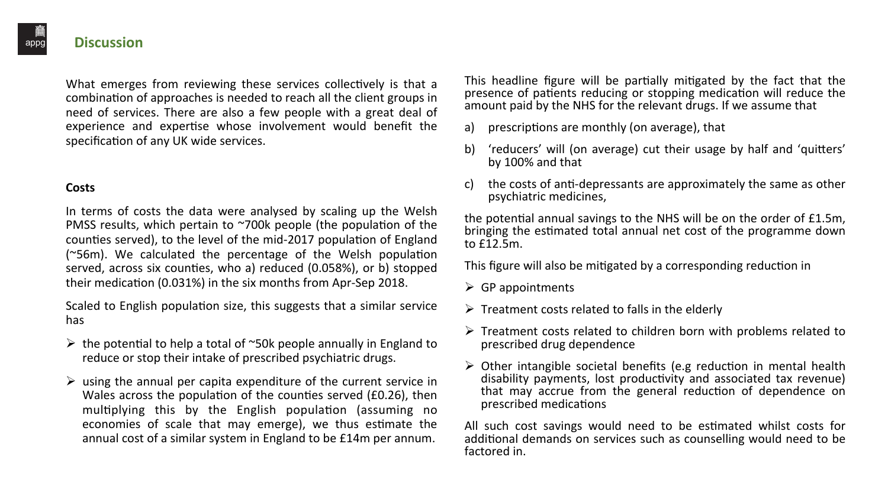## Discussion

What emerges from reviewing these services collectively is that a combination of approaches is needed to reach all the client groups in need of services. There are also a few people with a great deal of experience and expertise whose involvement would benefit the specification of any UK wide services.

**Costs**

In terms of costs the data were analysed by scaling up the Welsh PMSS results, which pertain to ~700k people (the population of the counties served), to the level of the mid-2017 population of England (~56m). We calculated the percentage of the Welsh population served, across six counties, who a) reduced (0.058%), or b) stopped their medication (0.031%) in the six months from Apr-Sep 2018.

Scaled to English population size, this suggests that a similar service has

- the potential to help a total of ~50k people annually in England to reduce or stop their intake of prescribed psychiatric drugs.
- using the annual per capita expenditure of the current service in Wales across the population of the counties served (£0.26), then multiplying this by the English population (assuming no economies of scale that may emerge), we thus estimate the annual cost of a similar system in England to be £14m per annum.

This headline figure will be partially mitigated by the fact that the presence of patients reducing or stopping medication will reduce the amount paid by the NHS for the relevant drugs. If we assume that

a) prescriptions are monthly (on average), that

b) 'reducers' will (on average) cut their usage by half and 'quitters' by 100% and that

c) the costs of anti-depressants are approximately the same as other psychiatric medicines,

the potential annual savings to the NHS will be on the order of £1.5m, bringing the estimated total annual net cost of the programme down to £12.5m.

This figure will also be mitigated by a corresponding reduction in

- GP appointments
- Treatment costs related to falls in the elderly
- Treatment costs related to children born with problems related to prescribed drug dependence
- Other intangible societal benefits (e.g reduction in mental health disability payments, lost productivity and associated tax revenue) that may accrue from the general reduction of dependence on prescribed medications

All such cost savings would need to be estimated whilst costs for additional demands on services such as counselling would need to be factored in.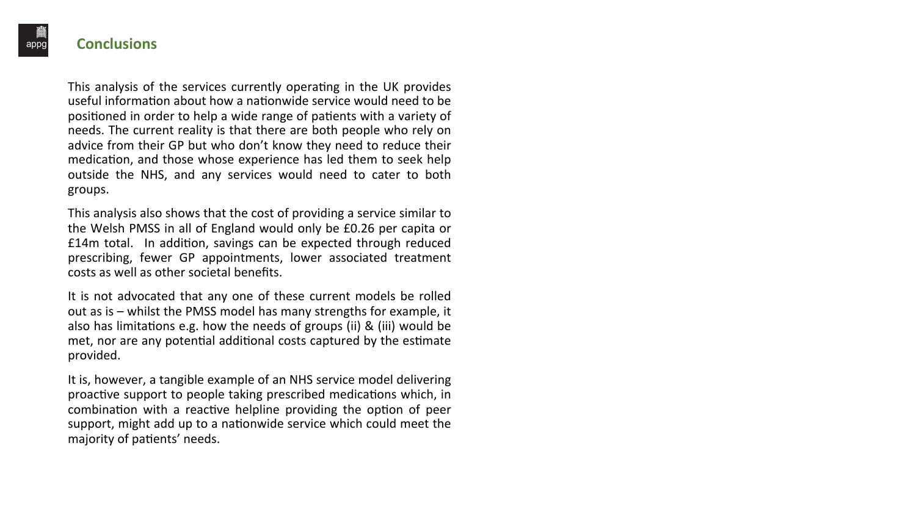## Conclusions

This analysis of the services currently operating in the UK provides useful information about how a nationwide service would need to be positioned in order to help a wide range of patients with a variety of needs. The current reality is that there are both people who rely on advice from their GP but who don't know they need to reduce their medication, and those whose experience has led them to seek help outside the NHS, and any services would need to cater to both groups.

This analysis also shows that the cost of providing a service similar to the Welsh PMSS in all of England would only be £0.26 per capita or £14m total. In addition, savings can be expected through reduced prescribing, fewer GP appointments, lower associated treatment costs as well as other societal benefits.

It is not advocated that any one of these current models be rolled out as is – whilst the PMSS model has many strengths for example, it also has limitations e.g. how the needs of groups (ii) & (iii) would be met, nor are any potential additional costs captured by the estimate provided.

It is, however, a tangible example of an NHS service model delivering proactive support to people taking prescribed medications which, in combination with a reactive helpline providing the option of peer support, might add up to a nationwide service which could meet the majority of patients' needs.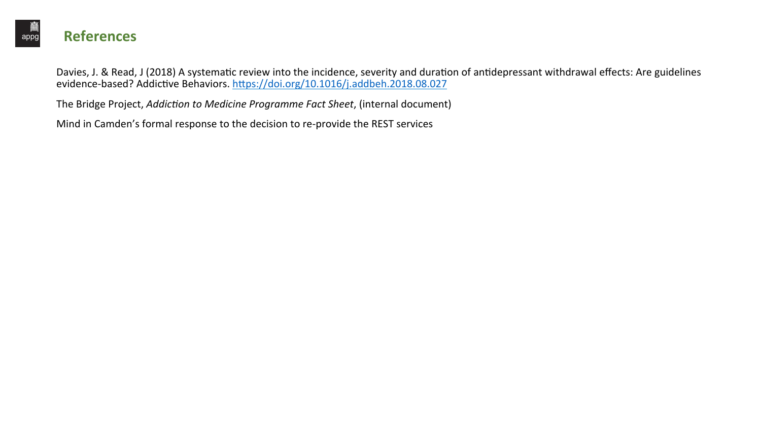# References

Davies, J. & Read, J (2018) A systematic review into the incidence, severity and duration of antidepressant withdrawal effects: Are guidelines evidence-based? Addictive Behaviors. https://doi.org/10.1016/j.addbeh.2018.08.027

The Bridge Project, *Addiction to Medicine Programme Fact Sheet*, (internal document)

Mind in Camden's formal response to the decision to re-provide the REST services